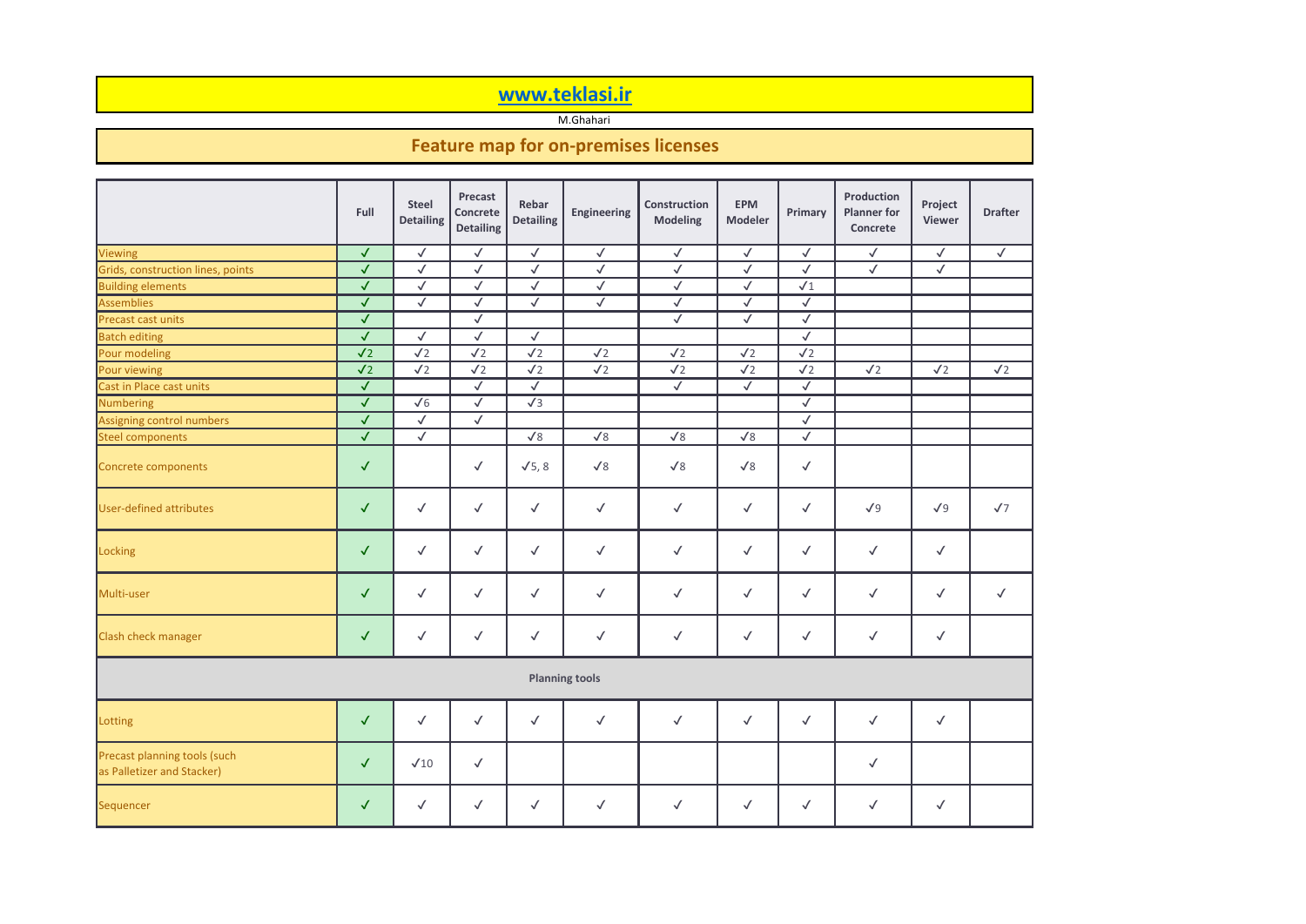**www.teklasi.ir**

M.Ghahari

## Feature map for on-premises licenses

| | Full | Steel Detailing | Precast Concrete Detailing | Rebar Detailing | Engineering | Construction Modeling | EPM Modeler | Primary | Production Planner for Concrete | Project Viewer | Drafter |
|---|---|---|---|---|---|---|---|---|---|---|---|
| Viewing | ✓ | ✓ | ✓ | ✓ | ✓ | ✓ | ✓ | ✓ | ✓ | ✓ | ✓ |
| Grids, construction lines, points | ✓ | ✓ | ✓ | ✓ | ✓ | ✓ | ✓ | ✓ | ✓ | ✓ | |
| Building elements | ✓ | ✓ | ✓ | ✓ | ✓ | ✓ | ✓ | ✓1 | | | |
| Assemblies | ✓ | ✓ | ✓ | ✓ | ✓ | ✓ | ✓ | ✓ | | | |
| Precast cast units | ✓ | | ✓ | | | ✓ | ✓ | ✓ | | | |
| Batch editing | ✓ | ✓ | ✓ | ✓ | | | | ✓ | | | |
| Pour modeling | ✓2 | ✓2 | ✓2 | ✓2 | ✓2 | ✓2 | ✓2 | ✓2 | | | |
| Pour viewing | ✓2 | ✓2 | ✓2 | ✓2 | ✓2 | ✓2 | ✓2 | ✓2 | ✓2 | ✓2 | ✓2 |
| Cast in Place cast units | ✓ | | ✓ | ✓ | | ✓ | ✓ | ✓ | | | |
| Numbering | ✓ | ✓6 | ✓ | ✓3 | | | | ✓ | | | |
| Assigning control numbers | ✓ | ✓ | ✓ | | | | | ✓ | | | |
| Steel components | ✓ | ✓ | | ✓8 | ✓8 | ✓8 | ✓8 | ✓ | | | |
| Concrete components | ✓ | | ✓ | ✓5, 8 | ✓8 | ✓8 | ✓8 | ✓ | | | |
| User-defined attributes | ✓ | ✓ | ✓ | ✓ | ✓ | ✓ | ✓ | ✓ | ✓9 | ✓9 | ✓7 |
| Locking | ✓ | ✓ | ✓ | ✓ | ✓ | ✓ | ✓ | ✓ | ✓ | ✓ | |
| Multi-user | ✓ | ✓ | ✓ | ✓ | ✓ | ✓ | ✓ | ✓ | ✓ | ✓ | ✓ |
| Clash check manager | ✓ | ✓ | ✓ | ✓ | ✓ | ✓ | ✓ | ✓ | ✓ | ✓ | |
| **Planning tools** | | | | | | | | | | | |
| Lotting | ✓ | ✓ | ✓ | ✓ | ✓ | ✓ | ✓ | ✓ | ✓ | ✓ | |
| Precast planning tools (such as Palletizer and Stacker) | ✓ | ✓10 | ✓ | | | | | | ✓ | | |
| Sequencer | ✓ | ✓ | ✓ | ✓ | ✓ | ✓ | ✓ | ✓ | ✓ | ✓ | |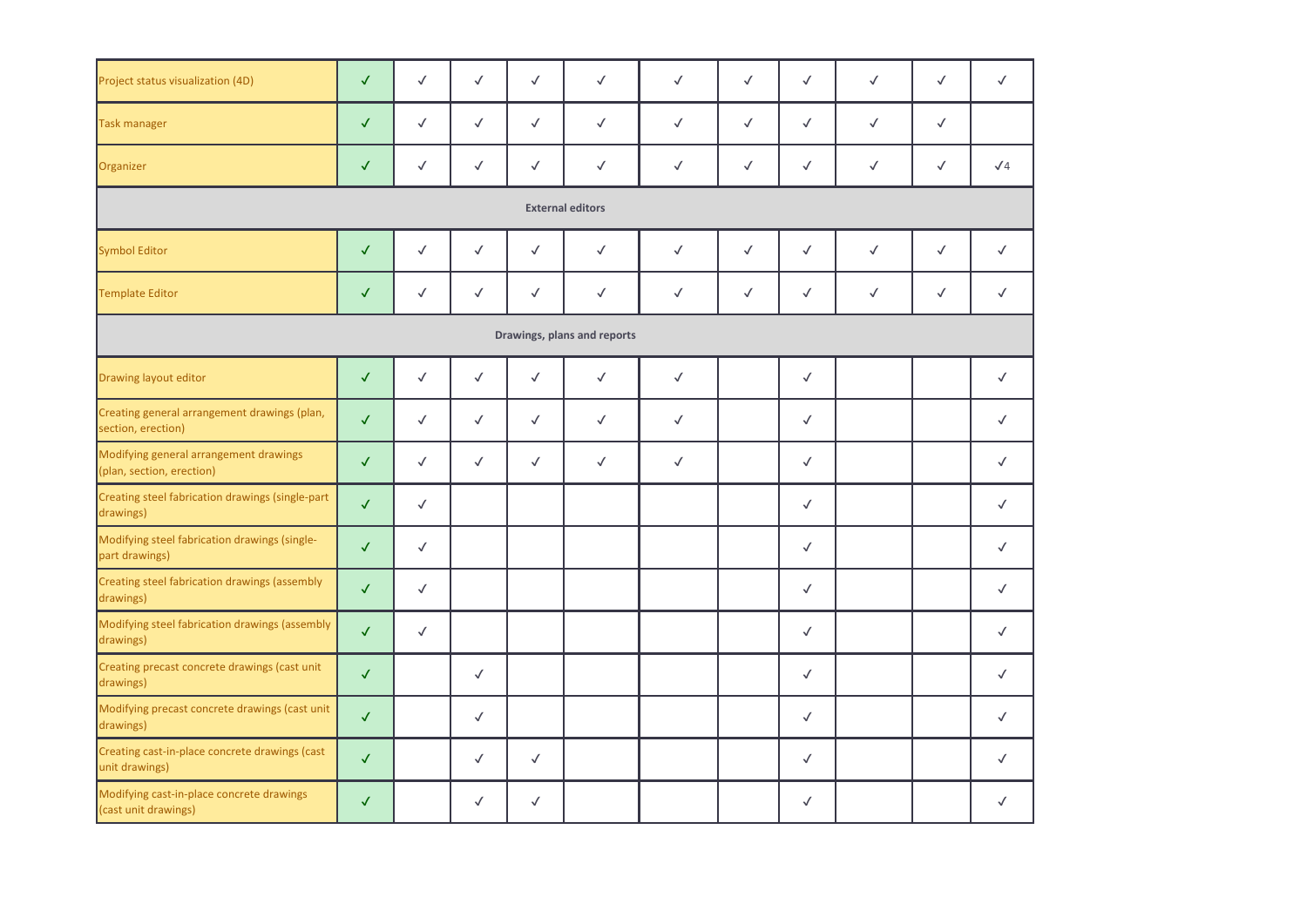| | | | | | | | | | | |
|---|---|---|---|---|---|---|---|---|---|---|
| Project status visualization (4D) | ✓ | ✓ | ✓ | ✓ | ✓ | ✓ | ✓ | ✓ | ✓ | ✓ | ✓ |
| Task manager | ✓ | ✓ | ✓ | ✓ | ✓ | ✓ | ✓ | ✓ | ✓ | ✓ | |
| Organizer | ✓ | ✓ | ✓ | ✓ | ✓ | ✓ | ✓ | ✓ | ✓ | ✓ | ✓4 |
| **External editors** | | | | | | | | | | | |
| Symbol Editor | ✓ | ✓ | ✓ | ✓ | ✓ | ✓ | ✓ | ✓ | ✓ | ✓ | ✓ |
| Template Editor | ✓ | ✓ | ✓ | ✓ | ✓ | ✓ | ✓ | ✓ | ✓ | ✓ | ✓ |
| **Drawings, plans and reports** | | | | | | | | | | | |
| Drawing layout editor | ✓ | ✓ | ✓ | ✓ | ✓ | ✓ | | ✓ | | | ✓ |
| Creating general arrangement drawings (plan, section, erection) | ✓ | ✓ | ✓ | ✓ | ✓ | ✓ | | ✓ | | | ✓ |
| Modifying general arrangement drawings (plan, section, erection) | ✓ | ✓ | ✓ | ✓ | ✓ | ✓ | | ✓ | | | ✓ |
| Creating steel fabrication drawings (single-part drawings) | ✓ | ✓ | | | | | | ✓ | | | ✓ |
| Modifying steel fabrication drawings (single-part drawings) | ✓ | ✓ | | | | | | ✓ | | | ✓ |
| Creating steel fabrication drawings (assembly drawings) | ✓ | ✓ | | | | | | ✓ | | | ✓ |
| Modifying steel fabrication drawings (assembly drawings) | ✓ | ✓ | | | | | | ✓ | | | ✓ |
| Creating precast concrete drawings (cast unit drawings) | ✓ | | ✓ | | | | | ✓ | | | ✓ |
| Modifying precast concrete drawings (cast unit drawings) | ✓ | | ✓ | | | | | ✓ | | | ✓ |
| Creating cast-in-place concrete drawings (cast unit drawings) | ✓ | | ✓ | ✓ | | | | ✓ | | | ✓ |
| Modifying cast-in-place concrete drawings (cast unit drawings) | ✓ | | ✓ | ✓ | | | | ✓ | | | ✓ |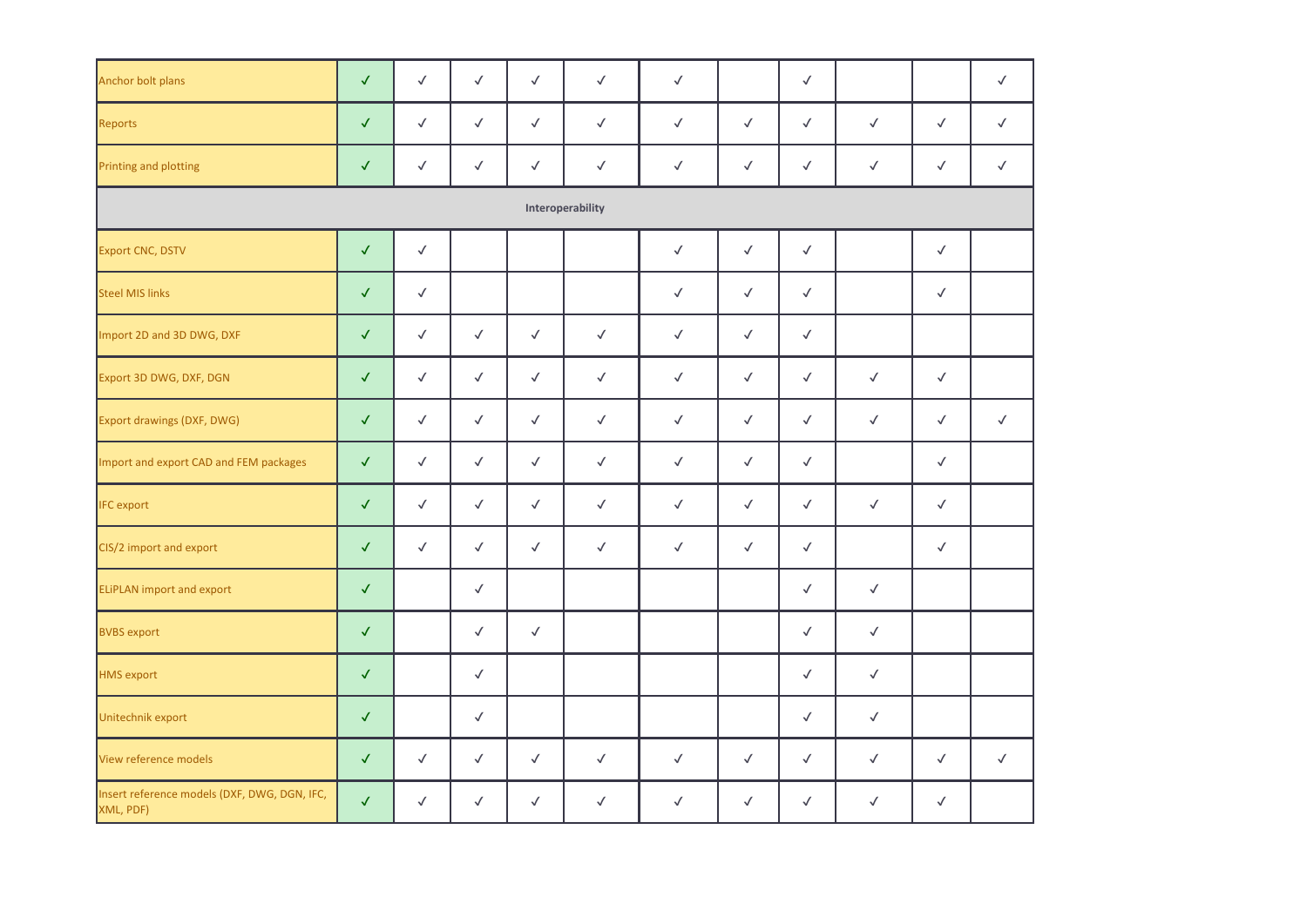| | | | | | | | | | | | |
|---|---|---|---|---|---|---|---|---|---|---|---|
| Anchor bolt plans | ✓ | ✓ | ✓ | ✓ | ✓ | ✓ | | ✓ | | | ✓ |
| Reports | ✓ | ✓ | ✓ | ✓ | ✓ | ✓ | ✓ | ✓ | ✓ | ✓ | ✓ |
| Printing and plotting | ✓ | ✓ | ✓ | ✓ | ✓ | ✓ | ✓ | ✓ | ✓ | ✓ | ✓ |
| **Interoperability** | | | | | | | | | | | |
| Export CNC, DSTV | ✓ | ✓ | | | | ✓ | ✓ | ✓ | | ✓ | |
| Steel MIS links | ✓ | ✓ | | | | ✓ | ✓ | ✓ | | ✓ | |
| Import 2D and 3D DWG, DXF | ✓ | ✓ | ✓ | ✓ | ✓ | ✓ | ✓ | ✓ | | | |
| Export 3D DWG, DXF, DGN | ✓ | ✓ | ✓ | ✓ | ✓ | ✓ | ✓ | ✓ | ✓ | ✓ | |
| Export drawings (DXF, DWG) | ✓ | ✓ | ✓ | ✓ | ✓ | ✓ | ✓ | ✓ | ✓ | ✓ | ✓ |
| Import and export CAD and FEM packages | ✓ | ✓ | ✓ | ✓ | ✓ | ✓ | ✓ | ✓ | | ✓ | |
| IFC export | ✓ | ✓ | ✓ | ✓ | ✓ | ✓ | ✓ | ✓ | ✓ | ✓ | |
| CIS/2 import and export | ✓ | ✓ | ✓ | ✓ | ✓ | ✓ | ✓ | ✓ | | ✓ | |
| ELiPLAN import and export | ✓ | | ✓ | | | | | ✓ | ✓ | | |
| BVBS export | ✓ | | ✓ | ✓ | | | | ✓ | ✓ | | |
| HMS export | ✓ | | ✓ | | | | | ✓ | ✓ | | |
| Unitechnik export | ✓ | | ✓ | | | | | ✓ | ✓ | | |
| View reference models | ✓ | ✓ | ✓ | ✓ | ✓ | ✓ | ✓ | ✓ | ✓ | ✓ | ✓ |
| Insert reference models (DXF, DWG, DGN, IFC, XML, PDF) | ✓ | ✓ | ✓ | ✓ | ✓ | ✓ | ✓ | ✓ | ✓ | ✓ | |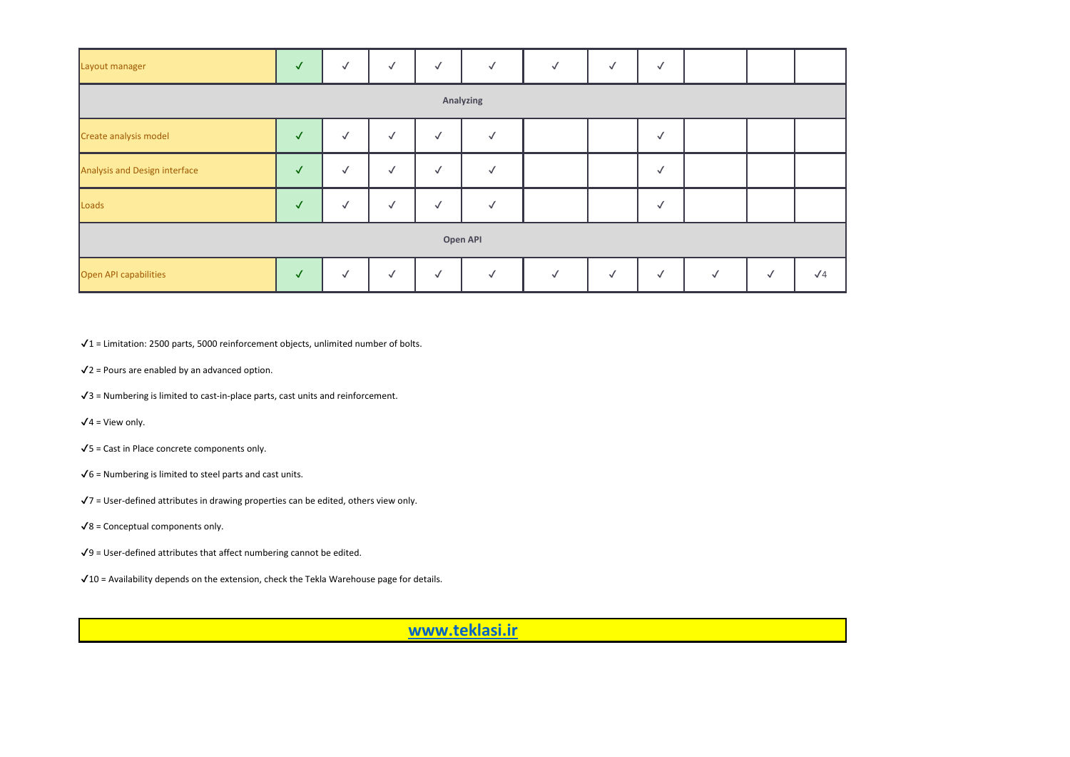| | | | | | | | | | | | |
|---|---|---|---|---|---|---|---|---|---|---|---|
| Layout manager | ✓ | ✓ | ✓ | ✓ | ✓ | ✓ | ✓ | ✓ | | | |
| **Analyzing** | | | | | | | | | | | |
| Create analysis model | ✓ | ✓ | ✓ | ✓ | ✓ | | | ✓ | | | |
| Analysis and Design interface | ✓ | ✓ | ✓ | ✓ | ✓ | | | ✓ | | | |
| Loads | ✓ | ✓ | ✓ | ✓ | ✓ | | | ✓ | | | |
| **Open API** | | | | | | | | | | | |
| Open API capabilities | ✓ | ✓ | ✓ | ✓ | ✓ | ✓ | ✓ | ✓ | ✓ | ✓ | ✓4 |

✓1 = Limitation: 2500 parts, 5000 reinforcement objects, unlimited number of bolts.

✓2 = Pours are enabled by an advanced option.

✓3 = Numbering is limited to cast-in-place parts, cast units and reinforcement.

✓4 = View only.

✓5 = Cast in Place concrete components only.

✓6 = Numbering is limited to steel parts and cast units.

✓7 = User-defined attributes in drawing properties can be edited, others view only.

✓8 = Conceptual components only.

✓9 = User-defined attributes that affect numbering cannot be edited.

✓10 = Availability depends on the extension, check the Tekla Warehouse page for details.

**www.teklasi.ir**